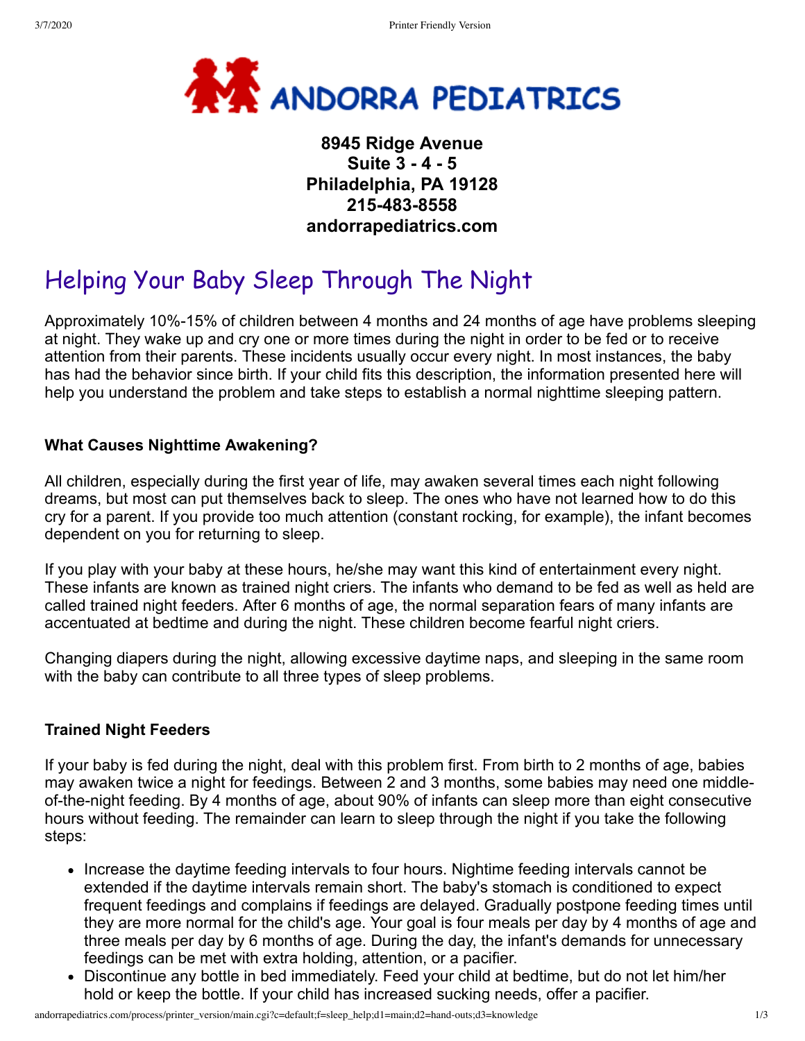**ANDORRA PEDIATRICS**

**8945 Ridge Avenue**
**Suite 3 - 4 - 5**
**Philadelphia, PA 19128**
**215-483-8558**
**andorrapediatrics.com**

# Helping Your Baby Sleep Through The Night

Approximately 10%-15% of children between 4 months and 24 months of age have problems sleeping at night. They wake up and cry one or more times during the night in order to be fed or to receive attention from their parents. These incidents usually occur every night. In most instances, the baby has had the behavior since birth. If your child fits this description, the information presented here will help you understand the problem and take steps to establish a normal nighttime sleeping pattern.

### What Causes Nighttime Awakening?

All children, especially during the first year of life, may awaken several times each night following dreams, but most can put themselves back to sleep. The ones who have not learned how to do this cry for a parent. If you provide too much attention (constant rocking, for example), the infant becomes dependent on you for returning to sleep.

If you play with your baby at these hours, he/she may want this kind of entertainment every night. These infants are known as trained night criers. The infants who demand to be fed as well as held are called trained night feeders. After 6 months of age, the normal separation fears of many infants are accentuated at bedtime and during the night. These children become fearful night criers.

Changing diapers during the night, allowing excessive daytime naps, and sleeping in the same room with the baby can contribute to all three types of sleep problems.

### Trained Night Feeders

If your baby is fed during the night, deal with this problem first. From birth to 2 months of age, babies may awaken twice a night for feedings. Between 2 and 3 months, some babies may need one middle-of-the-night feeding. By 4 months of age, about 90% of infants can sleep more than eight consecutive hours without feeding. The remainder can learn to sleep through the night if you take the following steps:

- Increase the daytime feeding intervals to four hours. Nighttime feeding intervals cannot be extended if the daytime intervals remain short. The baby's stomach is conditioned to expect frequent feedings and complains if feedings are delayed. Gradually postpone feeding times until they are more normal for the child's age. Your goal is four meals per day by 4 months of age and three meals per day by 6 months of age. During the day, the infant's demands for unnecessary feedings can be met with extra holding, attention, or a pacifier.
- Discontinue any bottle in bed immediately. Feed your child at bedtime, but do not let him/her hold or keep the bottle. If your child has increased sucking needs, offer a pacifier.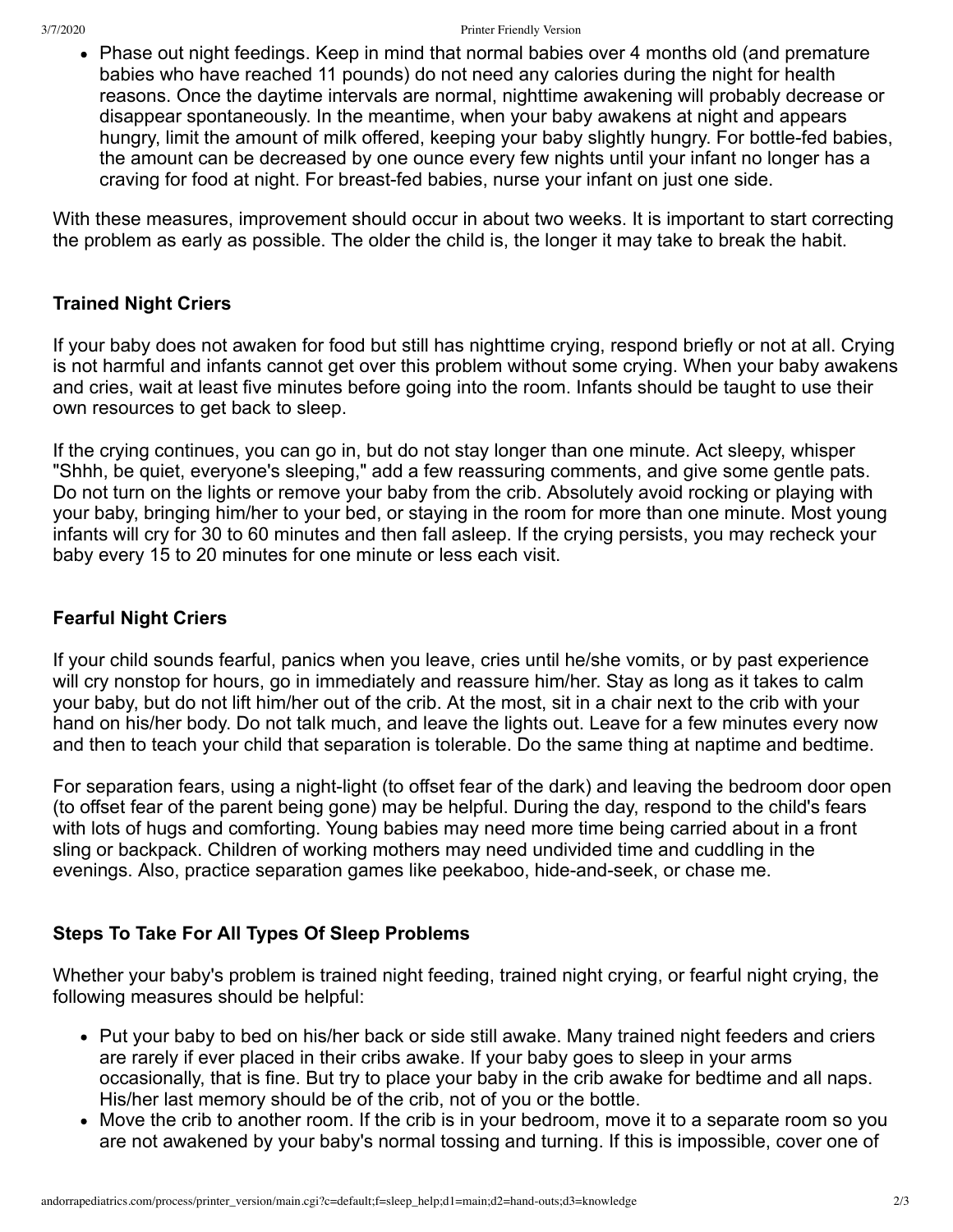- Phase out night feedings. Keep in mind that normal babies over 4 months old (and premature babies who have reached 11 pounds) do not need any calories during the night for health reasons. Once the daytime intervals are normal, nighttime awakening will probably decrease or disappear spontaneously. In the meantime, when your baby awakens at night and appears hungry, limit the amount of milk offered, keeping your baby slightly hungry. For bottle-fed babies, the amount can be decreased by one ounce every few nights until your infant no longer has a craving for food at night. For breast-fed babies, nurse your infant on just one side.

With these measures, improvement should occur in about two weeks. It is important to start correcting the problem as early as possible. The older the child is, the longer it may take to break the habit.

### Trained Night Criers

If your baby does not awaken for food but still has nighttime crying, respond briefly or not at all. Crying is not harmful and infants cannot get over this problem without some crying. When your baby awakens and cries, wait at least five minutes before going into the room. Infants should be taught to use their own resources to get back to sleep.

If the crying continues, you can go in, but do not stay longer than one minute. Act sleepy, whisper "Shhh, be quiet, everyone's sleeping," add a few reassuring comments, and give some gentle pats. Do not turn on the lights or remove your baby from the crib. Absolutely avoid rocking or playing with your baby, bringing him/her to your bed, or staying in the room for more than one minute. Most young infants will cry for 30 to 60 minutes and then fall asleep. If the crying persists, you may recheck your baby every 15 to 20 minutes for one minute or less each visit.

### Fearful Night Criers

If your child sounds fearful, panics when you leave, cries until he/she vomits, or by past experience will cry nonstop for hours, go in immediately and reassure him/her. Stay as long as it takes to calm your baby, but do not lift him/her out of the crib. At the most, sit in a chair next to the crib with your hand on his/her body. Do not talk much, and leave the lights out. Leave for a few minutes every now and then to teach your child that separation is tolerable. Do the same thing at naptime and bedtime.

For separation fears, using a night-light (to offset fear of the dark) and leaving the bedroom door open (to offset fear of the parent being gone) may be helpful. During the day, respond to the child's fears with lots of hugs and comforting. Young babies may need more time being carried about in a front sling or backpack. Children of working mothers may need undivided time and cuddling in the evenings. Also, practice separation games like peekaboo, hide-and-seek, or chase me.

### Steps To Take For All Types Of Sleep Problems

Whether your baby's problem is trained night feeding, trained night crying, or fearful night crying, the following measures should be helpful:

- Put your baby to bed on his/her back or side still awake. Many trained night feeders and criers are rarely if ever placed in their cribs awake. If your baby goes to sleep in your arms occasionally, that is fine. But try to place your baby in the crib awake for bedtime and all naps. His/her last memory should be of the crib, not of you or the bottle.
- Move the crib to another room. If the crib is in your bedroom, move it to a separate room so you are not awakened by your baby's normal tossing and turning. If this is impossible, cover one of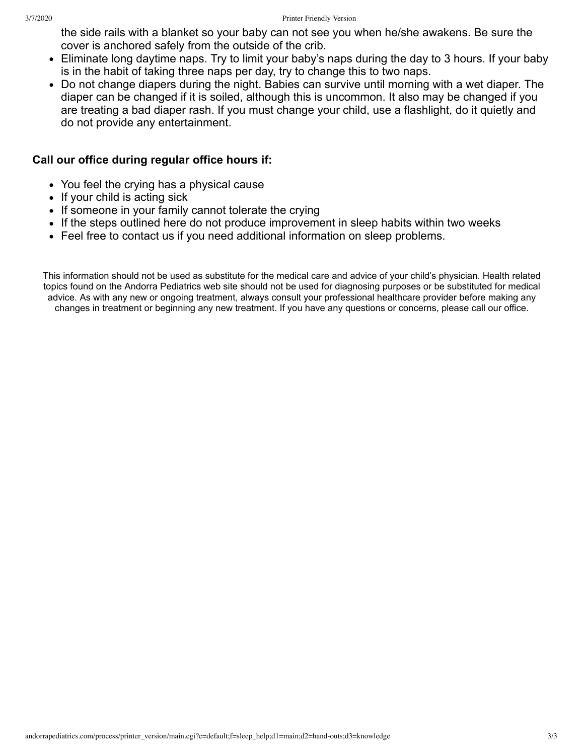the side rails with a blanket so your baby can not see you when he/she awakens. Be sure the cover is anchored safely from the outside of the crib.

- Eliminate long daytime naps. Try to limit your baby's naps during the day to 3 hours. If your baby is in the habit of taking three naps per day, try to change this to two naps.
- Do not change diapers during the night. Babies can survive until morning with a wet diaper. The diaper can be changed if it is soiled, although this is uncommon. It also may be changed if you are treating a bad diaper rash. If you must change your child, use a flashlight, do it quietly and do not provide any entertainment.

**Call our office during regular office hours if:**

- You feel the crying has a physical cause
- If your child is acting sick
- If someone in your family cannot tolerate the crying
- If the steps outlined here do not produce improvement in sleep habits within two weeks
- Feel free to contact us if you need additional information on sleep problems.

This information should not be used as substitute for the medical care and advice of your child's physician. Health related topics found on the Andorra Pediatrics web site should not be used for diagnosing purposes or be substituted for medical advice. As with any new or ongoing treatment, always consult your professional healthcare provider before making any changes in treatment or beginning any new treatment. If you have any questions or concerns, please call our office.